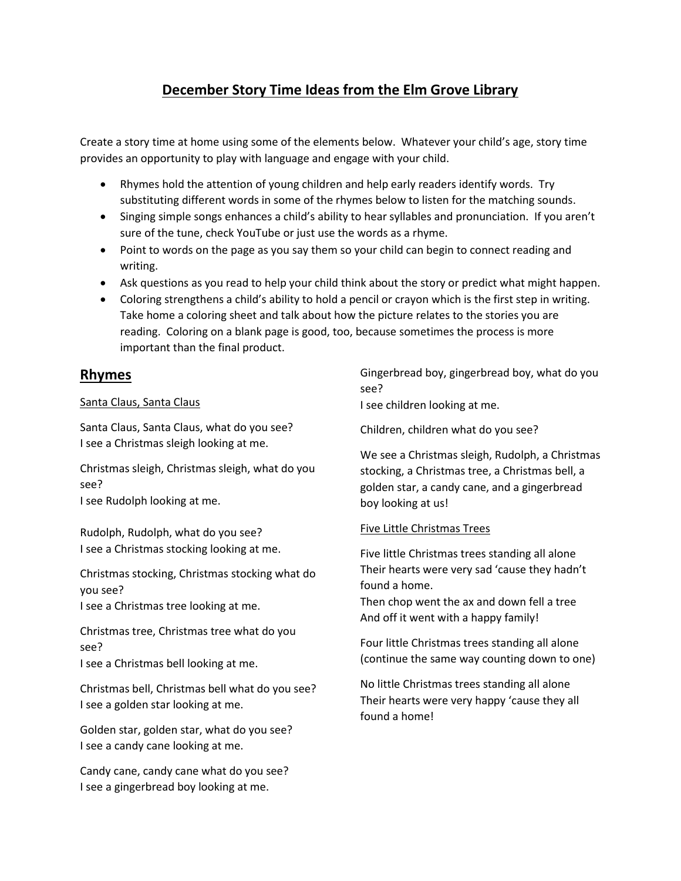# December Story Time Ideas from the Elm Grove Library

Create a story time at home using some of the elements below. Whatever your child's age, story time provides an opportunity to play with language and engage with your child.

- Rhymes hold the attention of young children and help early readers identify words. Try substituting different words in some of the rhymes below to listen for the matching sounds.
- Singing simple songs enhances a child's ability to hear syllables and pronunciation. If you aren't sure of the tune, check YouTube or just use the words as a rhyme.
- Point to words on the page as you say them so your child can begin to connect reading and writing.
- Ask questions as you read to help your child think about the story or predict what might happen.
- Coloring strengthens a child's ability to hold a pencil or crayon which is the first step in writing. Take home a coloring sheet and talk about how the picture relates to the stories you are reading. Coloring on a blank page is good, too, because sometimes the process is more important than the final product.

## Rhymes

### Santa Claus, Santa Claus

Santa Claus, Santa Claus, what do you see?
I see a Christmas sleigh looking at me.

Christmas sleigh, Christmas sleigh, what do you see?
I see Rudolph looking at me.

Rudolph, Rudolph, what do you see?
I see a Christmas stocking looking at me.

Christmas stocking, Christmas stocking what do you see?
I see a Christmas tree looking at me.

Christmas tree, Christmas tree what do you see?
I see a Christmas bell looking at me.

Christmas bell, Christmas bell what do you see?
I see a golden star looking at me.

Golden star, golden star, what do you see?
I see a candy cane looking at me.

Candy cane, candy cane what do you see?
I see a gingerbread boy looking at me.

Gingerbread boy, gingerbread boy, what do you see?
I see children looking at me.

Children, children what do you see?

We see a Christmas sleigh, Rudolph, a Christmas stocking, a Christmas tree, a Christmas bell, a golden star, a candy cane, and a gingerbread boy looking at us!

### Five Little Christmas Trees

Five little Christmas trees standing all alone
Their hearts were very sad 'cause they hadn't found a home.
Then chop went the ax and down fell a tree
And off it went with a happy family!

Four little Christmas trees standing all alone
(continue the same way counting down to one)

No little Christmas trees standing all alone
Their hearts were very happy 'cause they all found a home!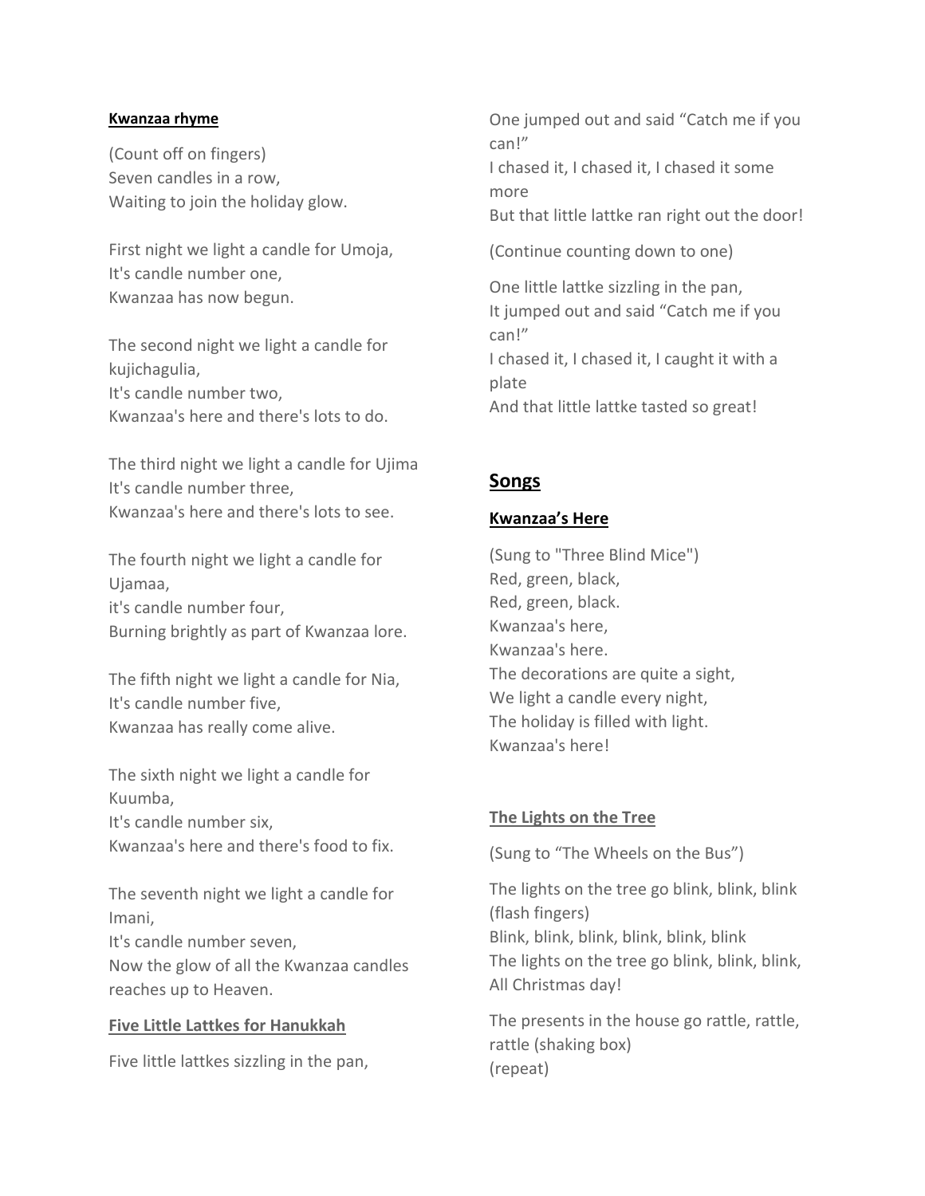**Kwanzaa rhyme**

(Count off on fingers)
Seven candles in a row,
Waiting to join the holiday glow.

First night we light a candle for Umoja,
It's candle number one,
Kwanzaa has now begun.

The second night we light a candle for kujichagulia,
It's candle number two,
Kwanzaa's here and there's lots to do.

The third night we light a candle for Ujima
It's candle number three,
Kwanzaa's here and there's lots to see.

The fourth night we light a candle for Ujamaa,
it's candle number four,
Burning brightly as part of Kwanzaa lore.

The fifth night we light a candle for Nia,
It's candle number five,
Kwanzaa has really come alive.

The sixth night we light a candle for Kuumba,
It's candle number six,
Kwanzaa's here and there's food to fix.

The seventh night we light a candle for Imani,
It's candle number seven,
Now the glow of all the Kwanzaa candles reaches up to Heaven.

**Five Little Lattkes for Hanukkah**

Five little lattkes sizzling in the pan,
One jumped out and said "Catch me if you can!"
I chased it, I chased it, I chased it some more
But that little lattke ran right out the door!

(Continue counting down to one)

One little lattke sizzling in the pan,
It jumped out and said "Catch me if you can!"
I chased it, I chased it, I caught it with a plate
And that little lattke tasted so great!

## Songs

**Kwanzaa's Here**

(Sung to "Three Blind Mice")
Red, green, black,
Red, green, black.
Kwanzaa's here,
Kwanzaa's here.
The decorations are quite a sight,
We light a candle every night,
The holiday is filled with light.
Kwanzaa's here!

**The Lights on the Tree**

(Sung to "The Wheels on the Bus")

The lights on the tree go blink, blink, blink (flash fingers)
Blink, blink, blink, blink, blink, blink
The lights on the tree go blink, blink, blink,
All Christmas day!

The presents in the house go rattle, rattle, rattle (shaking box)
(repeat)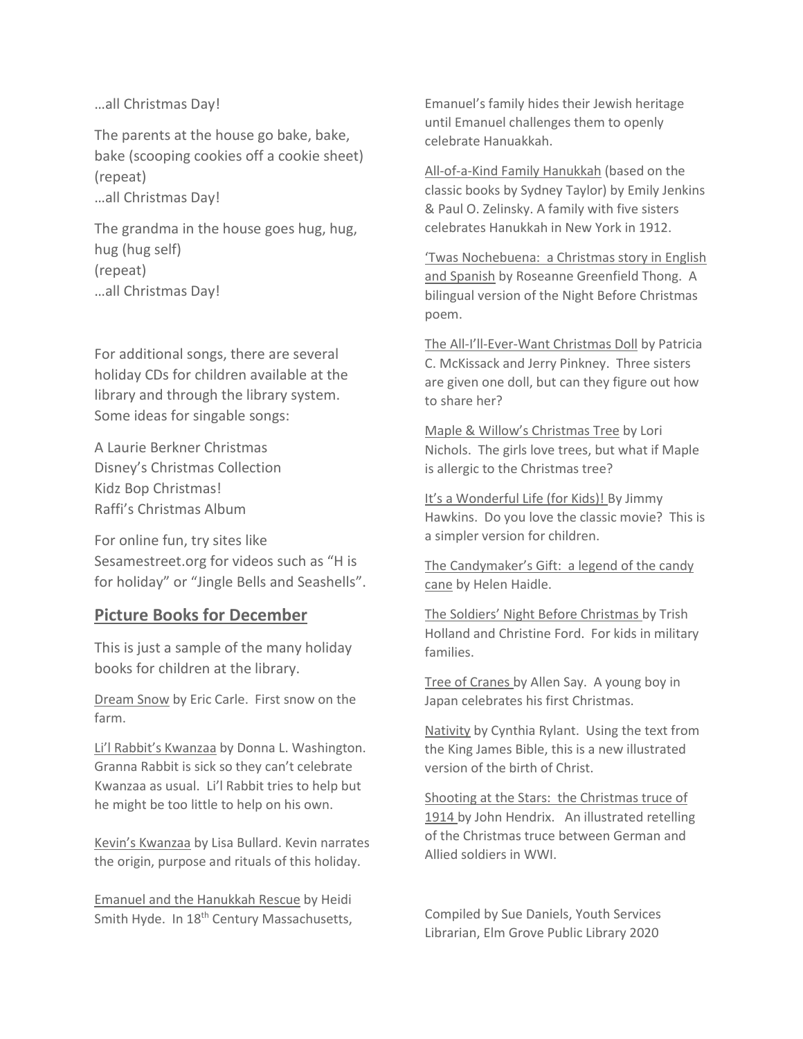…all Christmas Day!

The parents at the house go bake, bake, bake (scooping cookies off a cookie sheet)
(repeat)
…all Christmas Day!

The grandma in the house goes hug, hug, hug (hug self)
(repeat)
…all Christmas Day!

For additional songs, there are several holiday CDs for children available at the library and through the library system. Some ideas for singable songs:

A Laurie Berkner Christmas
Disney's Christmas Collection
Kidz Bop Christmas!
Raffi's Christmas Album

For online fun, try sites like Sesamestreet.org for videos such as "H is for holiday" or "Jingle Bells and Seashells".

## Picture Books for December

This is just a sample of the many holiday books for children at the library.

Dream Snow by Eric Carle. First snow on the farm.

Li'l Rabbit's Kwanzaa by Donna L. Washington. Granna Rabbit is sick so they can't celebrate Kwanzaa as usual. Li'l Rabbit tries to help but he might be too little to help on his own.

Kevin's Kwanzaa by Lisa Bullard. Kevin narrates the origin, purpose and rituals of this holiday.

Emanuel and the Hanukkah Rescue by Heidi Smith Hyde. In 18th Century Massachusetts, Emanuel's family hides their Jewish heritage until Emanuel challenges them to openly celebrate Hanuakkah.

All-of-a-Kind Family Hanukkah (based on the classic books by Sydney Taylor) by Emily Jenkins & Paul O. Zelinsky. A family with five sisters celebrates Hanukkah in New York in 1912.

'Twas Nochebuena: a Christmas story in English and Spanish by Roseanne Greenfield Thong. A bilingual version of the Night Before Christmas poem.

The All-I'll-Ever-Want Christmas Doll by Patricia C. McKissack and Jerry Pinkney. Three sisters are given one doll, but can they figure out how to share her?

Maple & Willow's Christmas Tree by Lori Nichols. The girls love trees, but what if Maple is allergic to the Christmas tree?

It's a Wonderful Life (for Kids)! By Jimmy Hawkins. Do you love the classic movie? This is a simpler version for children.

The Candymaker's Gift: a legend of the candy cane by Helen Haidle.

The Soldiers' Night Before Christmas by Trish Holland and Christine Ford. For kids in military families.

Tree of Cranes by Allen Say. A young boy in Japan celebrates his first Christmas.

Nativity by Cynthia Rylant. Using the text from the King James Bible, this is a new illustrated version of the birth of Christ.

Shooting at the Stars: the Christmas truce of 1914 by John Hendrix. An illustrated retelling of the Christmas truce between German and Allied soldiers in WWI.

Compiled by Sue Daniels, Youth Services Librarian, Elm Grove Public Library 2020